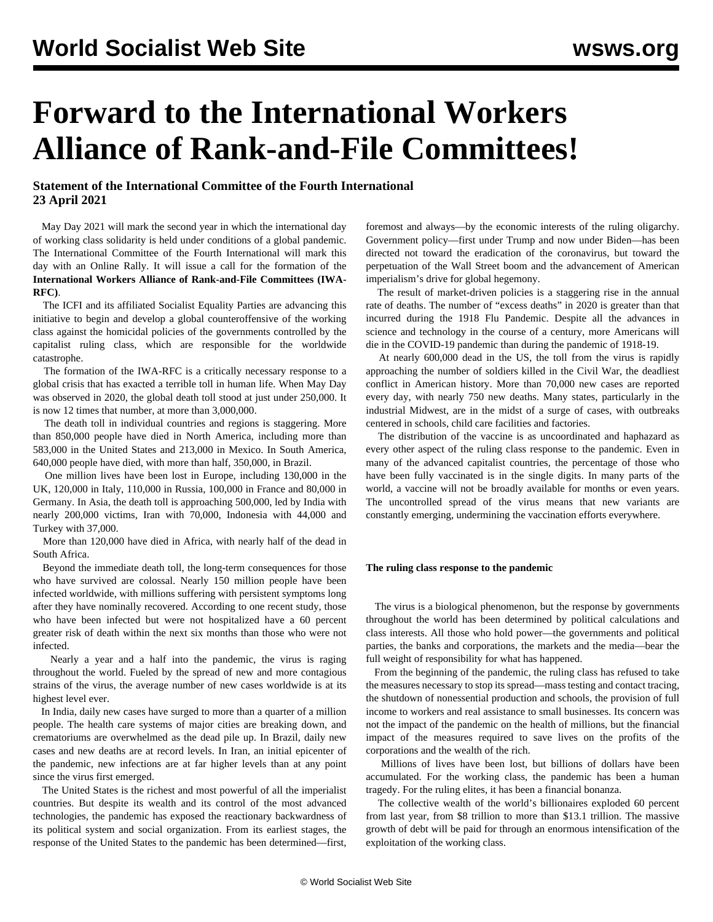# Forward to the International Workers Alliance of Rank-and-File Committees!

**Statement of the International Committee of the Fourth International**
**23 April 2021**

May Day 2021 will mark the second year in which the international day of working class solidarity is held under conditions of a global pandemic. The International Committee of the Fourth International will mark this day with an Online Rally. It will issue a call for the formation of the **International Workers Alliance of Rank-and-File Committees (IWA-RFC)**.

The ICFI and its affiliated Socialist Equality Parties are advancing this initiative to begin and develop a global counteroffensive of the working class against the homicidal policies of the governments controlled by the capitalist ruling class, which are responsible for the worldwide catastrophe.

The formation of the IWA-RFC is a critically necessary response to a global crisis that has exacted a terrible toll in human life. When May Day was observed in 2020, the global death toll stood at just under 250,000. It is now 12 times that number, at more than 3,000,000.

The death toll in individual countries and regions is staggering. More than 850,000 people have died in North America, including more than 583,000 in the United States and 213,000 in Mexico. In South America, 640,000 people have died, with more than half, 350,000, in Brazil.

One million lives have been lost in Europe, including 130,000 in the UK, 120,000 in Italy, 110,000 in Russia, 100,000 in France and 80,000 in Germany. In Asia, the death toll is approaching 500,000, led by India with nearly 200,000 victims, Iran with 70,000, Indonesia with 44,000 and Turkey with 37,000.

More than 120,000 have died in Africa, with nearly half of the dead in South Africa.

Beyond the immediate death toll, the long-term consequences for those who have survived are colossal. Nearly 150 million people have been infected worldwide, with millions suffering with persistent symptoms long after they have nominally recovered. According to one recent study, those who have been infected but were not hospitalized have a 60 percent greater risk of death within the next six months than those who were not infected.

Nearly a year and a half into the pandemic, the virus is raging throughout the world. Fueled by the spread of new and more contagious strains of the virus, the average number of new cases worldwide is at its highest level ever.

In India, daily new cases have surged to more than a quarter of a million people. The health care systems of major cities are breaking down, and crematoriums are overwhelmed as the dead pile up. In Brazil, daily new cases and new deaths are at record levels. In Iran, an initial epicenter of the pandemic, new infections are at far higher levels than at any point since the virus first emerged.

The United States is the richest and most powerful of all the imperialist countries. But despite its wealth and its control of the most advanced technologies, the pandemic has exposed the reactionary backwardness of its political system and social organization. From its earliest stages, the response of the United States to the pandemic has been determined—first, foremost and always—by the economic interests of the ruling oligarchy. Government policy—first under Trump and now under Biden—has been directed not toward the eradication of the coronavirus, but toward the perpetuation of the Wall Street boom and the advancement of American imperialism's drive for global hegemony.

The result of market-driven policies is a staggering rise in the annual rate of deaths. The number of "excess deaths" in 2020 is greater than that incurred during the 1918 Flu Pandemic. Despite all the advances in science and technology in the course of a century, more Americans will die in the COVID-19 pandemic than during the pandemic of 1918-19.

At nearly 600,000 dead in the US, the toll from the virus is rapidly approaching the number of soldiers killed in the Civil War, the deadliest conflict in American history. More than 70,000 new cases are reported every day, with nearly 750 new deaths. Many states, particularly in the industrial Midwest, are in the midst of a surge of cases, with outbreaks centered in schools, child care facilities and factories.

The distribution of the vaccine is as uncoordinated and haphazard as every other aspect of the ruling class response to the pandemic. Even in many of the advanced capitalist countries, the percentage of those who have been fully vaccinated is in the single digits. In many parts of the world, a vaccine will not be broadly available for months or even years. The uncontrolled spread of the virus means that new variants are constantly emerging, undermining the vaccination efforts everywhere.

**The ruling class response to the pandemic**

The virus is a biological phenomenon, but the response by governments throughout the world has been determined by political calculations and class interests. All those who hold power—the governments and political parties, the banks and corporations, the markets and the media—bear the full weight of responsibility for what has happened.

From the beginning of the pandemic, the ruling class has refused to take the measures necessary to stop its spread—mass testing and contact tracing, the shutdown of nonessential production and schools, the provision of full income to workers and real assistance to small businesses. Its concern was not the impact of the pandemic on the health of millions, but the financial impact of the measures required to save lives on the profits of the corporations and the wealth of the rich.

Millions of lives have been lost, but billions of dollars have been accumulated. For the working class, the pandemic has been a human tragedy. For the ruling elites, it has been a financial bonanza.

The collective wealth of the world's billionaires exploded 60 percent from last year, from $8 trillion to more than $13.1 trillion. The massive growth of debt will be paid for through an enormous intensification of the exploitation of the working class.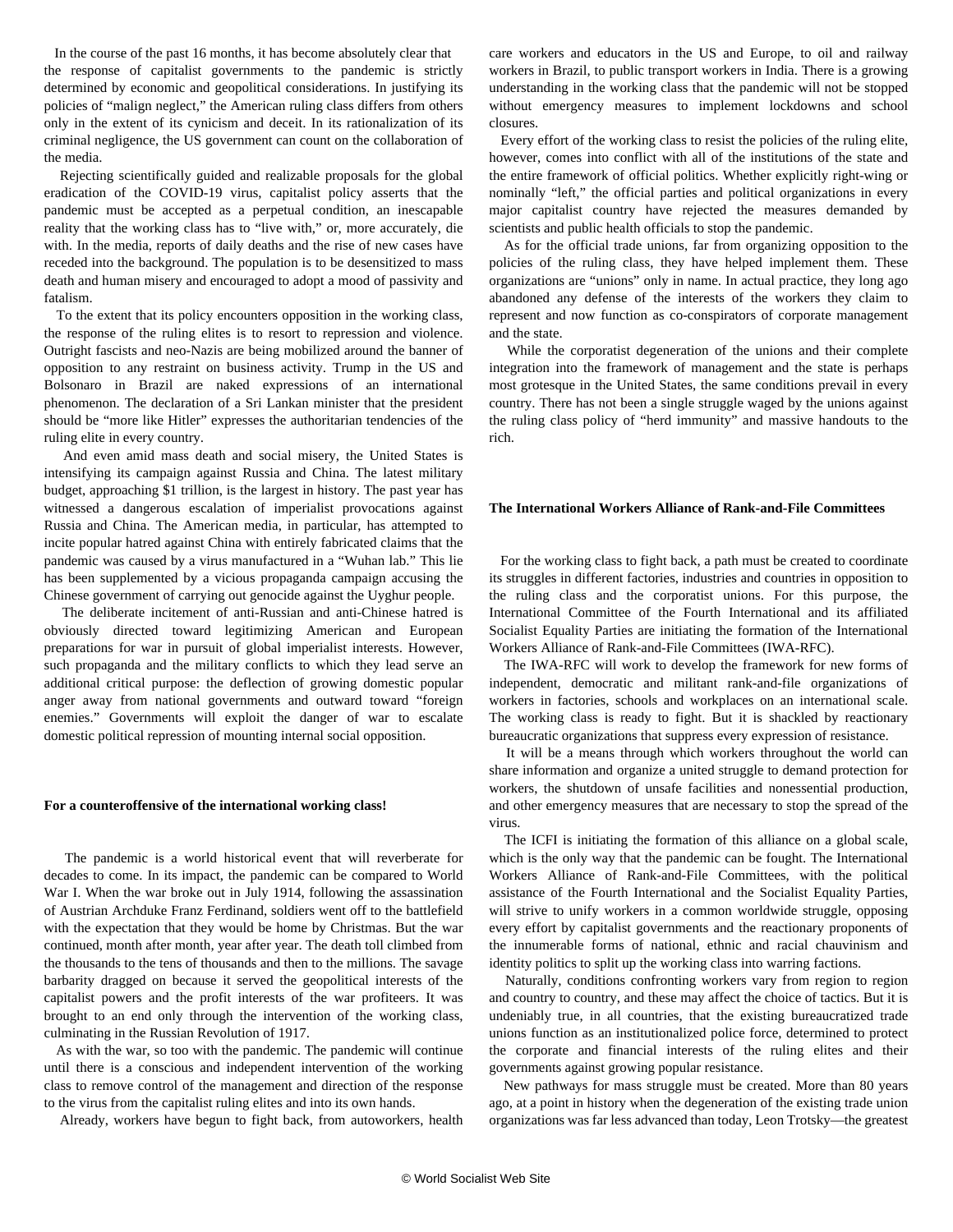In the course of the past 16 months, it has become absolutely clear that the response of capitalist governments to the pandemic is strictly determined by economic and geopolitical considerations. In justifying its policies of "malign neglect," the American ruling class differs from others only in the extent of its cynicism and deceit. In its rationalization of its criminal negligence, the US government can count on the collaboration of the media.

Rejecting scientifically guided and realizable proposals for the global eradication of the COVID-19 virus, capitalist policy asserts that the pandemic must be accepted as a perpetual condition, an inescapable reality that the working class has to "live with," or, more accurately, die with. In the media, reports of daily deaths and the rise of new cases have receded into the background. The population is to be desensitized to mass death and human misery and encouraged to adopt a mood of passivity and fatalism.

To the extent that its policy encounters opposition in the working class, the response of the ruling elites is to resort to repression and violence. Outright fascists and neo-Nazis are being mobilized around the banner of opposition to any restraint on business activity. Trump in the US and Bolsonaro in Brazil are naked expressions of an international phenomenon. The declaration of a Sri Lankan minister that the president should be "more like Hitler" expresses the authoritarian tendencies of the ruling elite in every country.

And even amid mass death and social misery, the United States is intensifying its campaign against Russia and China. The latest military budget, approaching $1 trillion, is the largest in history. The past year has witnessed a dangerous escalation of imperialist provocations against Russia and China. The American media, in particular, has attempted to incite popular hatred against China with entirely fabricated claims that the pandemic was caused by a virus manufactured in a "Wuhan lab." This lie has been supplemented by a vicious propaganda campaign accusing the Chinese government of carrying out genocide against the Uyghur people.

The deliberate incitement of anti-Russian and anti-Chinese hatred is obviously directed toward legitimizing American and European preparations for war in pursuit of global imperialist interests. However, such propaganda and the military conflicts to which they lead serve an additional critical purpose: the deflection of growing domestic popular anger away from national governments and outward toward "foreign enemies." Governments will exploit the danger of war to escalate domestic political repression of mounting internal social opposition.

**For a counteroffensive of the international working class!**

The pandemic is a world historical event that will reverberate for decades to come. In its impact, the pandemic can be compared to World War I. When the war broke out in July 1914, following the assassination of Austrian Archduke Franz Ferdinand, soldiers went off to the battlefield with the expectation that they would be home by Christmas. But the war continued, month after month, year after year. The death toll climbed from the thousands to the tens of thousands and then to the millions. The savage barbarity dragged on because it served the geopolitical interests of the capitalist powers and the profit interests of the war profiteers. It was brought to an end only through the intervention of the working class, culminating in the Russian Revolution of 1917.

As with the war, so too with the pandemic. The pandemic will continue until there is a conscious and independent intervention of the working class to remove control of the management and direction of the response to the virus from the capitalist ruling elites and into its own hands.

Already, workers have begun to fight back, from autoworkers, health care workers and educators in the US and Europe, to oil and railway workers in Brazil, to public transport workers in India. There is a growing understanding in the working class that the pandemic will not be stopped without emergency measures to implement lockdowns and school closures.

Every effort of the working class to resist the policies of the ruling elite, however, comes into conflict with all of the institutions of the state and the entire framework of official politics. Whether explicitly right-wing or nominally "left," the official parties and political organizations in every major capitalist country have rejected the measures demanded by scientists and public health officials to stop the pandemic.

As for the official trade unions, far from organizing opposition to the policies of the ruling class, they have helped implement them. These organizations are "unions" only in name. In actual practice, they long ago abandoned any defense of the interests of the workers they claim to represent and now function as co-conspirators of corporate management and the state.

While the corporatist degeneration of the unions and their complete integration into the framework of management and the state is perhaps most grotesque in the United States, the same conditions prevail in every country. There has not been a single struggle waged by the unions against the ruling class policy of "herd immunity" and massive handouts to the rich.

**The International Workers Alliance of Rank-and-File Committees**

For the working class to fight back, a path must be created to coordinate its struggles in different factories, industries and countries in opposition to the ruling class and the corporatist unions. For this purpose, the International Committee of the Fourth International and its affiliated Socialist Equality Parties are initiating the formation of the International Workers Alliance of Rank-and-File Committees (IWA-RFC).

The IWA-RFC will work to develop the framework for new forms of independent, democratic and militant rank-and-file organizations of workers in factories, schools and workplaces on an international scale. The working class is ready to fight. But it is shackled by reactionary bureaucratic organizations that suppress every expression of resistance.

It will be a means through which workers throughout the world can share information and organize a united struggle to demand protection for workers, the shutdown of unsafe facilities and nonessential production, and other emergency measures that are necessary to stop the spread of the virus.

The ICFI is initiating the formation of this alliance on a global scale, which is the only way that the pandemic can be fought. The International Workers Alliance of Rank-and-File Committees, with the political assistance of the Fourth International and the Socialist Equality Parties, will strive to unify workers in a common worldwide struggle, opposing every effort by capitalist governments and the reactionary proponents of the innumerable forms of national, ethnic and racial chauvinism and identity politics to split up the working class into warring factions.

Naturally, conditions confronting workers vary from region to region and country to country, and these may affect the choice of tactics. But it is undeniably true, in all countries, that the existing bureaucratized trade unions function as an institutionalized police force, determined to protect the corporate and financial interests of the ruling elites and their governments against growing popular resistance.

New pathways for mass struggle must be created. More than 80 years ago, at a point in history when the degeneration of the existing trade union organizations was far less advanced than today, Leon Trotsky—the greatest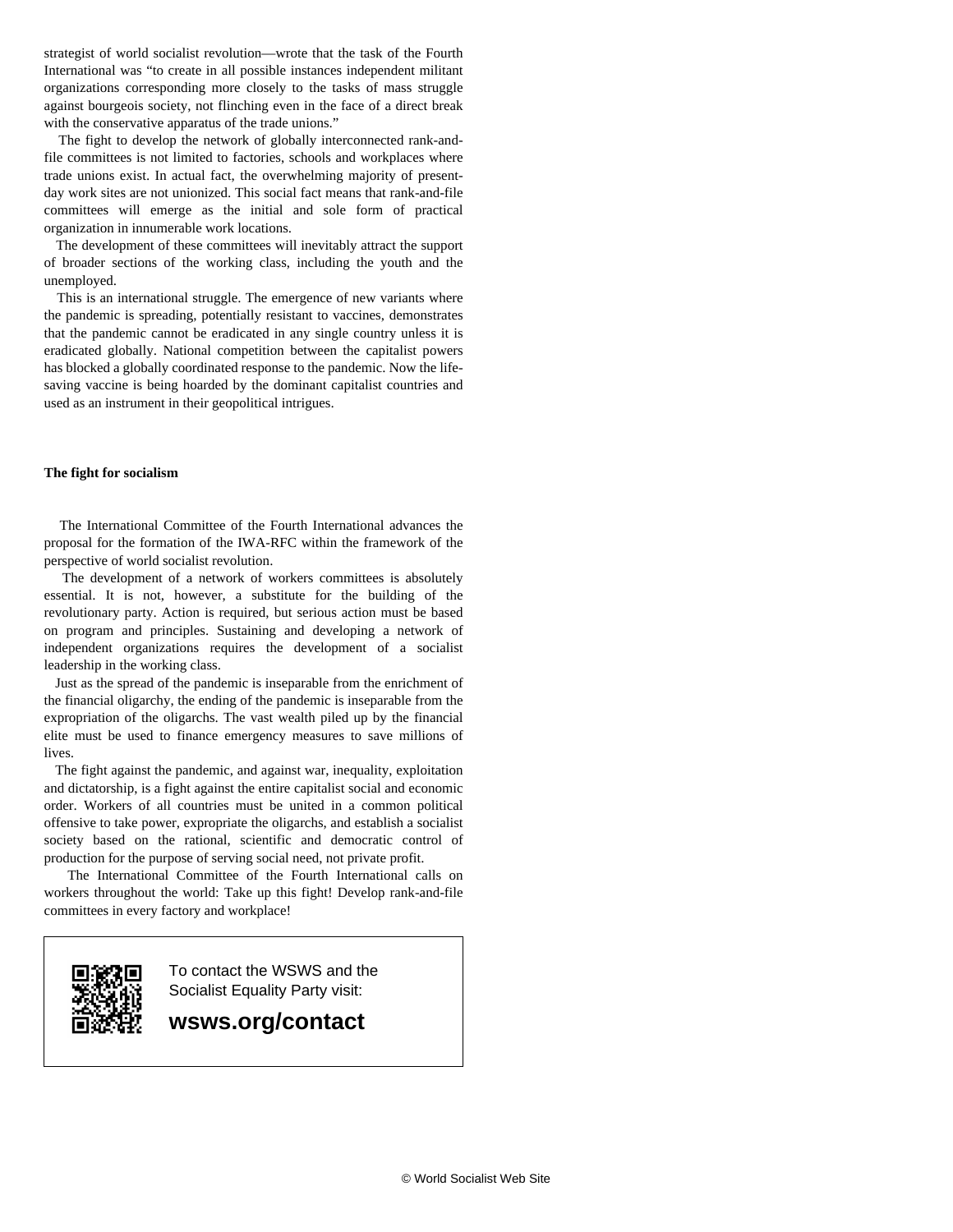strategist of world socialist revolution—wrote that the task of the Fourth International was "to create in all possible instances independent militant organizations corresponding more closely to the tasks of mass struggle against bourgeois society, not flinching even in the face of a direct break with the conservative apparatus of the trade unions."

The fight to develop the network of globally interconnected rank-and-file committees is not limited to factories, schools and workplaces where trade unions exist. In actual fact, the overwhelming majority of present-day work sites are not unionized. This social fact means that rank-and-file committees will emerge as the initial and sole form of practical organization in innumerable work locations.

The development of these committees will inevitably attract the support of broader sections of the working class, including the youth and the unemployed.

This is an international struggle. The emergence of new variants where the pandemic is spreading, potentially resistant to vaccines, demonstrates that the pandemic cannot be eradicated in any single country unless it is eradicated globally. National competition between the capitalist powers has blocked a globally coordinated response to the pandemic. Now the life-saving vaccine is being hoarded by the dominant capitalist countries and used as an instrument in their geopolitical intrigues.

**The fight for socialism**

The International Committee of the Fourth International advances the proposal for the formation of the IWA-RFC within the framework of the perspective of world socialist revolution.

The development of a network of workers committees is absolutely essential. It is not, however, a substitute for the building of the revolutionary party. Action is required, but serious action must be based on program and principles. Sustaining and developing a network of independent organizations requires the development of a socialist leadership in the working class.

Just as the spread of the pandemic is inseparable from the enrichment of the financial oligarchy, the ending of the pandemic is inseparable from the expropriation of the oligarchs. The vast wealth piled up by the financial elite must be used to finance emergency measures to save millions of lives.

The fight against the pandemic, and against war, inequality, exploitation and dictatorship, is a fight against the entire capitalist social and economic order. Workers of all countries must be united in a common political offensive to take power, expropriate the oligarchs, and establish a socialist society based on the rational, scientific and democratic control of production for the purpose of serving social need, not private profit.

The International Committee of the Fourth International calls on workers throughout the world: Take up this fight! Develop rank-and-file committees in every factory and workplace!

To contact the WSWS and the Socialist Equality Party visit:

**wsws.org/contact**